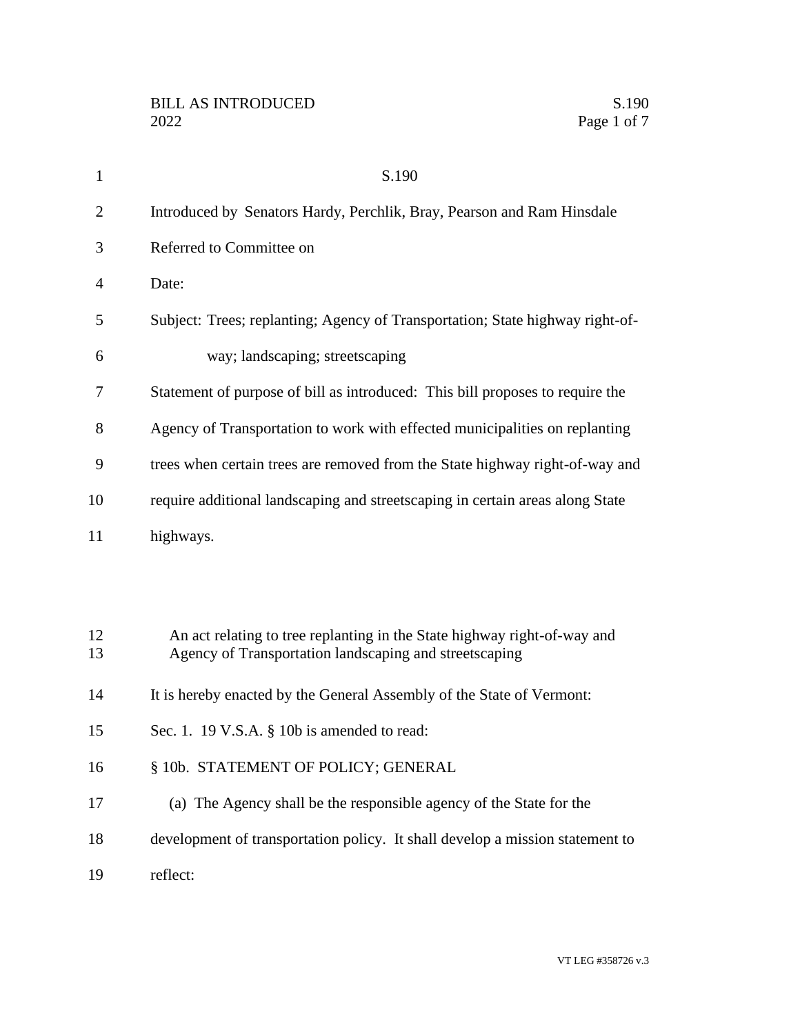S.190

Introduced by Senators Hardy, Perchlik, Bray, Pearson and Ram Hinsdale

Referred to Committee on

Date:

Subject: Trees; replanting; Agency of Transportation; State highway right-of-way; landscaping; streetscaping

Statement of purpose of bill as introduced: This bill proposes to require the Agency of Transportation to work with effected municipalities on replanting trees when certain trees are removed from the State highway right-of-way and require additional landscaping and streetscaping in certain areas along State highways.

An act relating to tree replanting in the State highway right-of-way and Agency of Transportation landscaping and streetscaping

It is hereby enacted by the General Assembly of the State of Vermont:

Sec. 1. 19 V.S.A. § 10b is amended to read:

§ 10b. STATEMENT OF POLICY; GENERAL

(a) The Agency shall be the responsible agency of the State for the development of transportation policy. It shall develop a mission statement to reflect: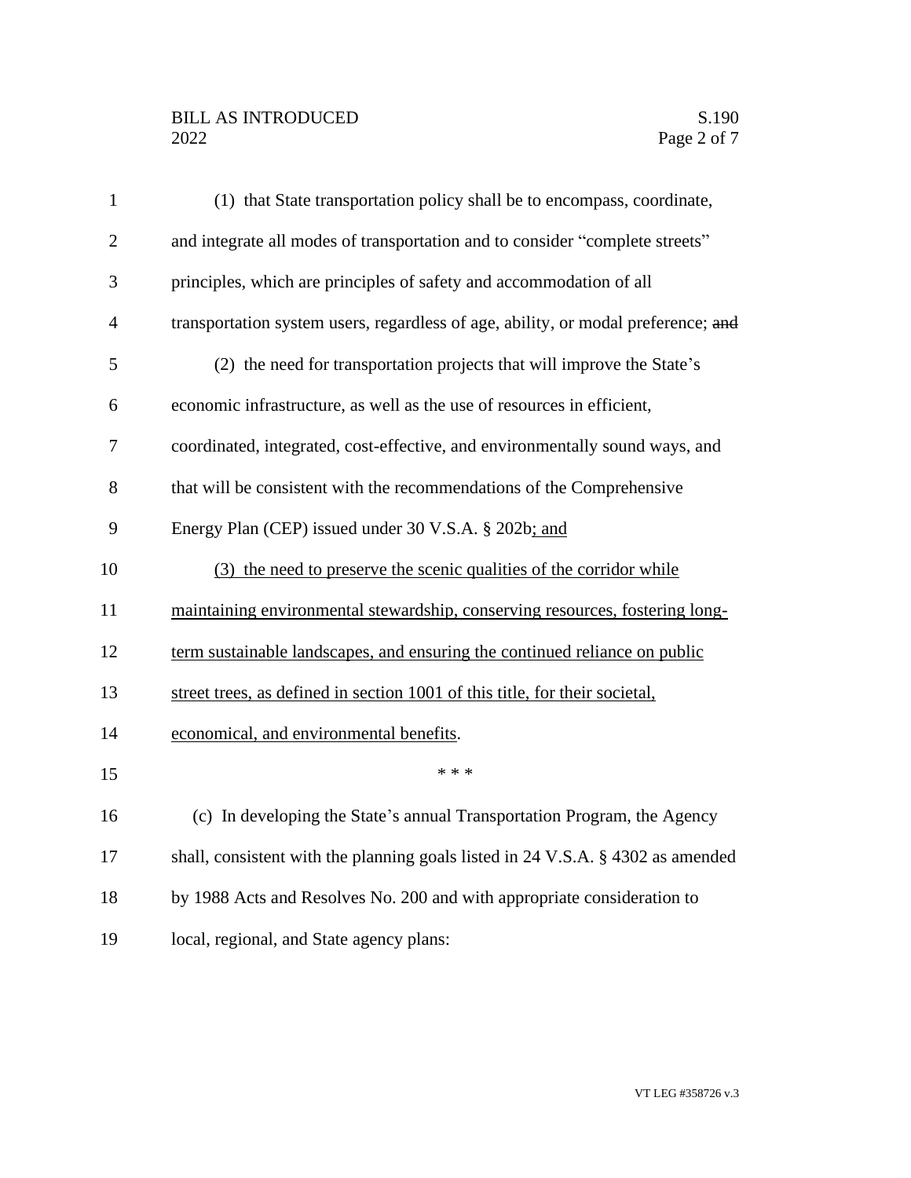(1) that State transportation policy shall be to encompass, coordinate, and integrate all modes of transportation and to consider "complete streets" principles, which are principles of safety and accommodation of all transportation system users, regardless of age, ability, or modal preference; ~~and~~

(2) the need for transportation projects that will improve the State's economic infrastructure, as well as the use of resources in efficient, coordinated, integrated, cost-effective, and environmentally sound ways, and that will be consistent with the recommendations of the Comprehensive Energy Plan (CEP) issued under 30 V.S.A. § 202b<u>; and</u>

<u>(3) the need to preserve the scenic qualities of the corridor while maintaining environmental stewardship, conserving resources, fostering long-term sustainable landscapes, and ensuring the continued reliance on public street trees, as defined in section 1001 of this title, for their societal, economical, and environmental benefits</u>.

\* \* \*

(c) In developing the State's annual Transportation Program, the Agency shall, consistent with the planning goals listed in 24 V.S.A. § 4302 as amended by 1988 Acts and Resolves No. 200 and with appropriate consideration to local, regional, and State agency plans: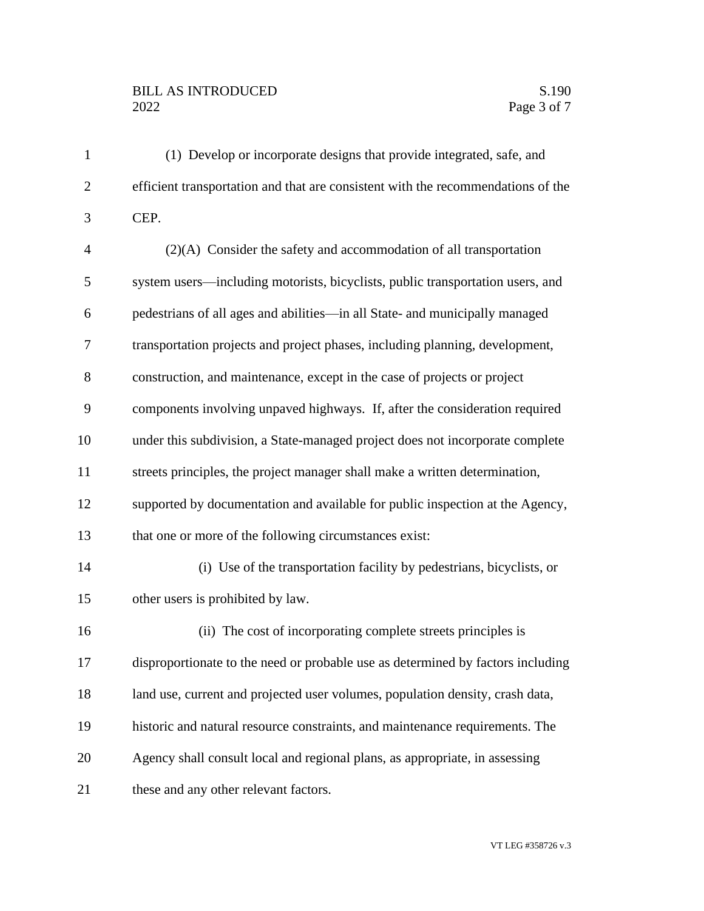(1) Develop or incorporate designs that provide integrated, safe, and efficient transportation and that are consistent with the recommendations of the CEP.

(2)(A) Consider the safety and accommodation of all transportation system users—including motorists, bicyclists, public transportation users, and pedestrians of all ages and abilities—in all State- and municipally managed transportation projects and project phases, including planning, development, construction, and maintenance, except in the case of projects or project components involving unpaved highways. If, after the consideration required under this subdivision, a State-managed project does not incorporate complete streets principles, the project manager shall make a written determination, supported by documentation and available for public inspection at the Agency, that one or more of the following circumstances exist:

(i) Use of the transportation facility by pedestrians, bicyclists, or other users is prohibited by law.

(ii) The cost of incorporating complete streets principles is disproportionate to the need or probable use as determined by factors including land use, current and projected user volumes, population density, crash data, historic and natural resource constraints, and maintenance requirements. The Agency shall consult local and regional plans, as appropriate, in assessing these and any other relevant factors.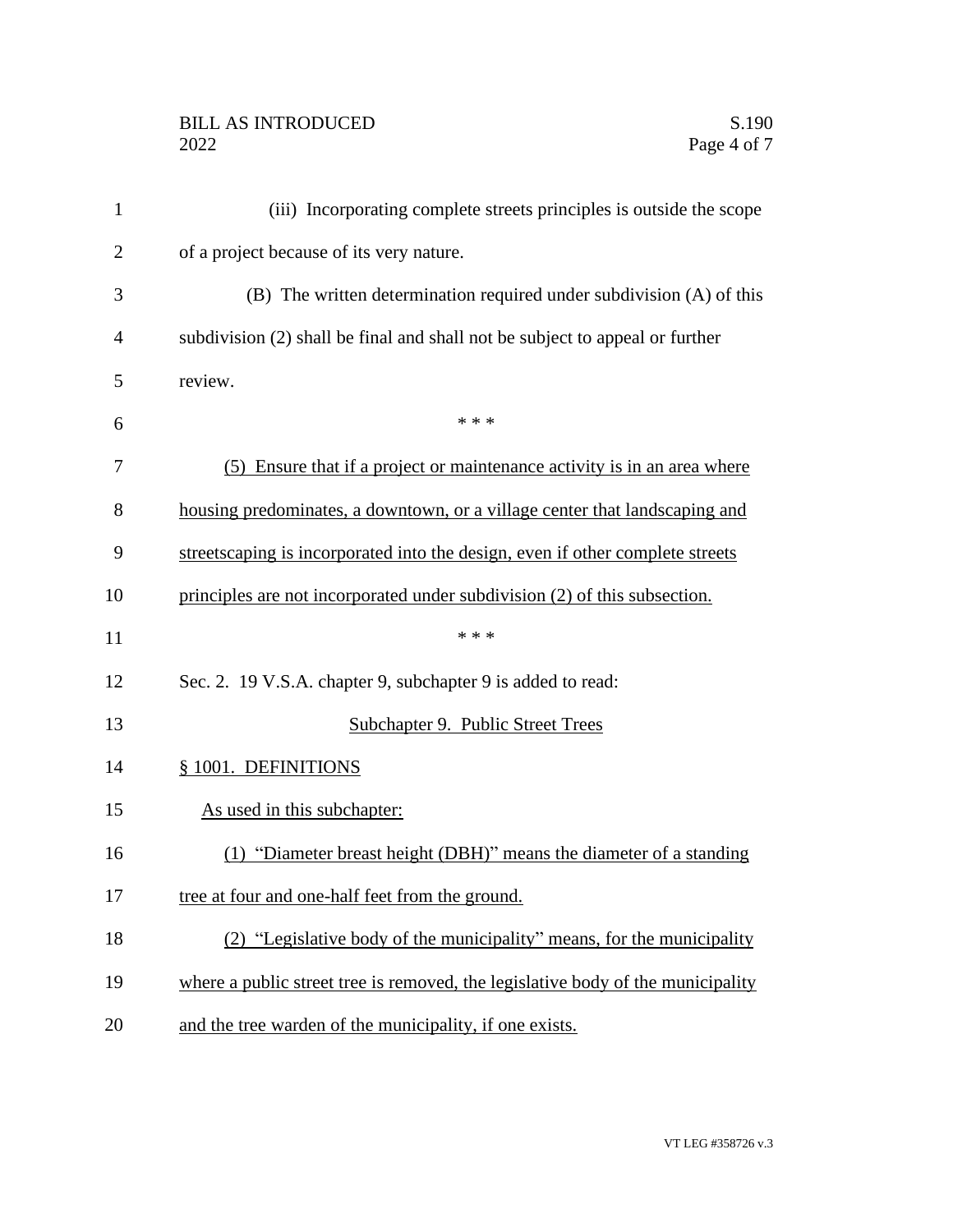(iii) Incorporating complete streets principles is outside the scope of a project because of its very nature.

(B) The written determination required under subdivision (A) of this subdivision (2) shall be final and shall not be subject to appeal or further review.

* * *

(5) Ensure that if a project or maintenance activity is in an area where housing predominates, a downtown, or a village center that landscaping and streetscaping is incorporated into the design, even if other complete streets principles are not incorporated under subdivision (2) of this subsection.

* * *

Sec. 2. 19 V.S.A. chapter 9, subchapter 9 is added to read:

Subchapter 9. Public Street Trees

§ 1001. DEFINITIONS

As used in this subchapter:

(1) "Diameter breast height (DBH)" means the diameter of a standing tree at four and one-half feet from the ground.

(2) "Legislative body of the municipality" means, for the municipality where a public street tree is removed, the legislative body of the municipality and the tree warden of the municipality, if one exists.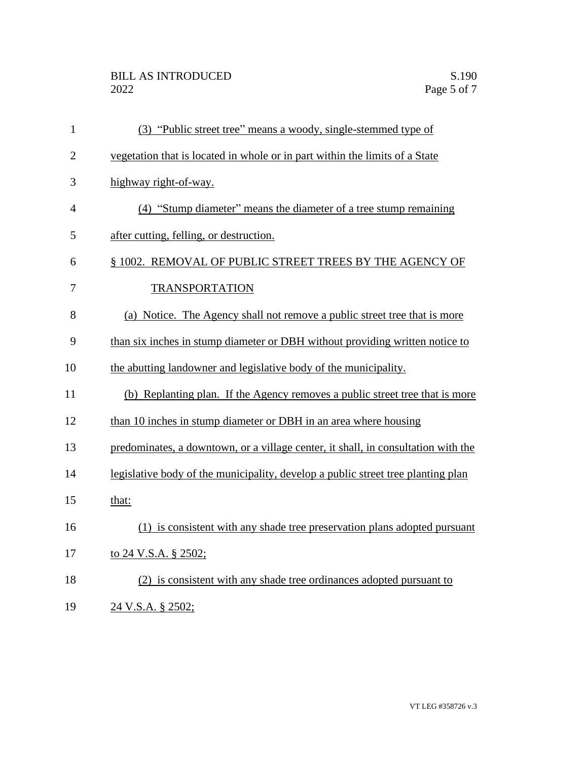(3) "Public street tree" means a woody, single-stemmed type of vegetation that is located in whole or in part within the limits of a State highway right-of-way.

(4) "Stump diameter" means the diameter of a tree stump remaining after cutting, felling, or destruction.

§ 1002. REMOVAL OF PUBLIC STREET TREES BY THE AGENCY OF TRANSPORTATION

(a) Notice. The Agency shall not remove a public street tree that is more than six inches in stump diameter or DBH without providing written notice to the abutting landowner and legislative body of the municipality.

(b) Replanting plan. If the Agency removes a public street tree that is more than 10 inches in stump diameter or DBH in an area where housing predominates, a downtown, or a village center, it shall, in consultation with the legislative body of the municipality, develop a public street tree planting plan that:

(1) is consistent with any shade tree preservation plans adopted pursuant to 24 V.S.A. § 2502;

(2) is consistent with any shade tree ordinances adopted pursuant to 24 V.S.A. § 2502;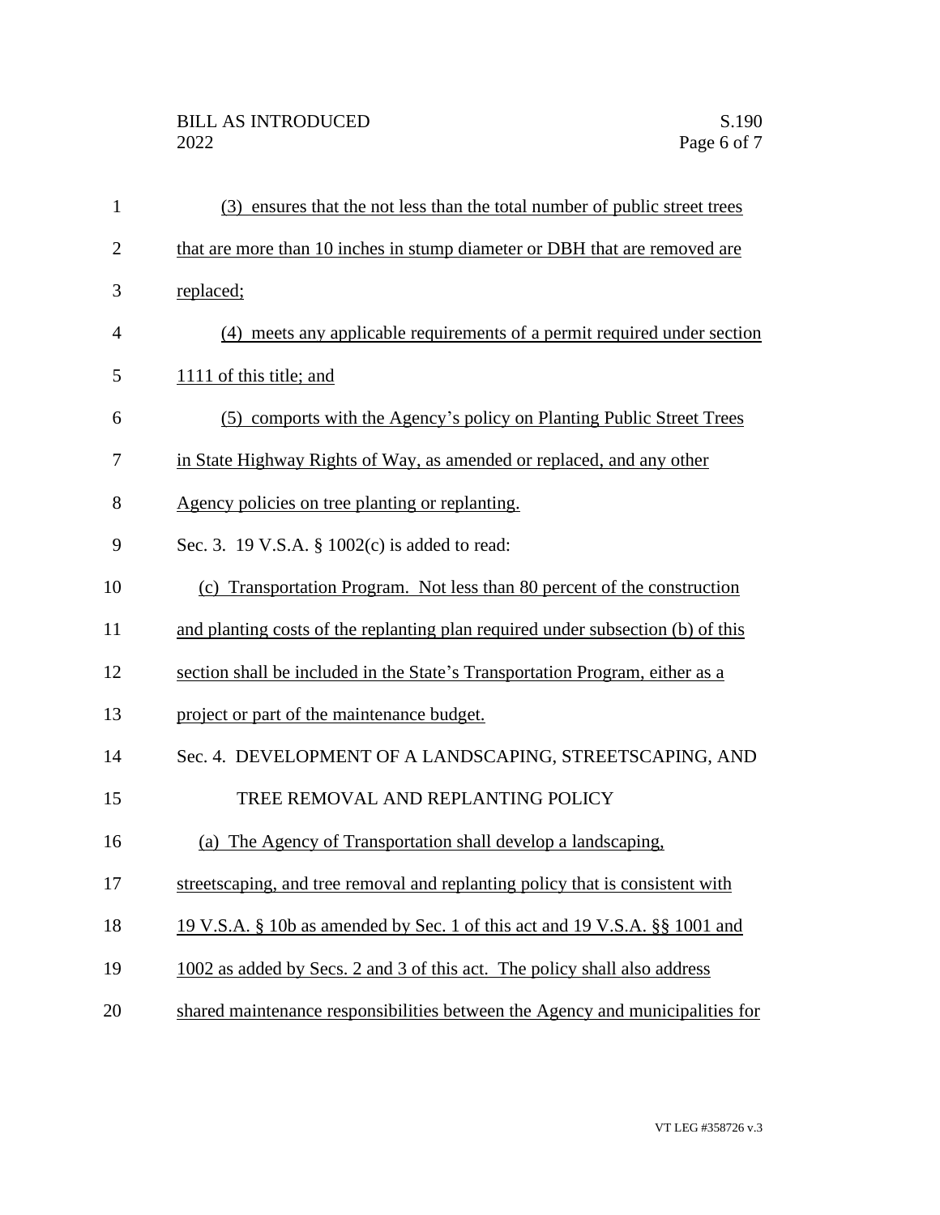(3) ensures that the not less than the total number of public street trees that are more than 10 inches in stump diameter or DBH that are removed are replaced;

(4) meets any applicable requirements of a permit required under section 1111 of this title; and

(5) comports with the Agency's policy on Planting Public Street Trees in State Highway Rights of Way, as amended or replaced, and any other Agency policies on tree planting or replanting.

Sec. 3. 19 V.S.A. § 1002(c) is added to read:

(c) Transportation Program. Not less than 80 percent of the construction and planting costs of the replanting plan required under subsection (b) of this section shall be included in the State's Transportation Program, either as a project or part of the maintenance budget.

Sec. 4. DEVELOPMENT OF A LANDSCAPING, STREETSCAPING, AND TREE REMOVAL AND REPLANTING POLICY

(a) The Agency of Transportation shall develop a landscaping, streetscaping, and tree removal and replanting policy that is consistent with 19 V.S.A. § 10b as amended by Sec. 1 of this act and 19 V.S.A. §§ 1001 and 1002 as added by Secs. 2 and 3 of this act. The policy shall also address shared maintenance responsibilities between the Agency and municipalities for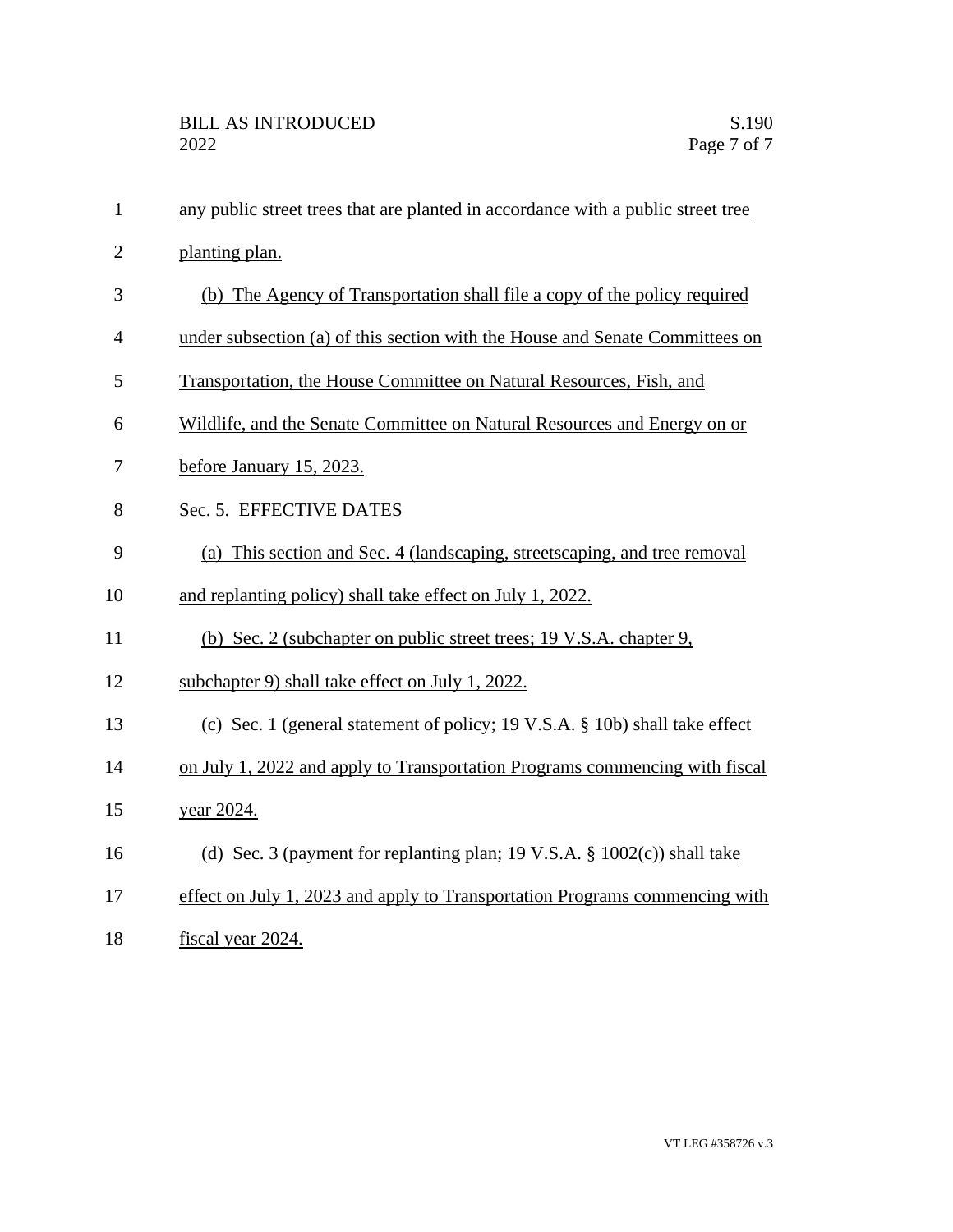any public street trees that are planted in accordance with a public street tree planting plan.

(b) The Agency of Transportation shall file a copy of the policy required under subsection (a) of this section with the House and Senate Committees on Transportation, the House Committee on Natural Resources, Fish, and Wildlife, and the Senate Committee on Natural Resources and Energy on or before January 15, 2023.

Sec. 5. EFFECTIVE DATES

(a) This section and Sec. 4 (landscaping, streetscaping, and tree removal and replanting policy) shall take effect on July 1, 2022.

(b) Sec. 2 (subchapter on public street trees; 19 V.S.A. chapter 9, subchapter 9) shall take effect on July 1, 2022.

(c) Sec. 1 (general statement of policy; 19 V.S.A. § 10b) shall take effect on July 1, 2022 and apply to Transportation Programs commencing with fiscal year 2024.

(d) Sec. 3 (payment for replanting plan; 19 V.S.A. § 1002(c)) shall take effect on July 1, 2023 and apply to Transportation Programs commencing with fiscal year 2024.